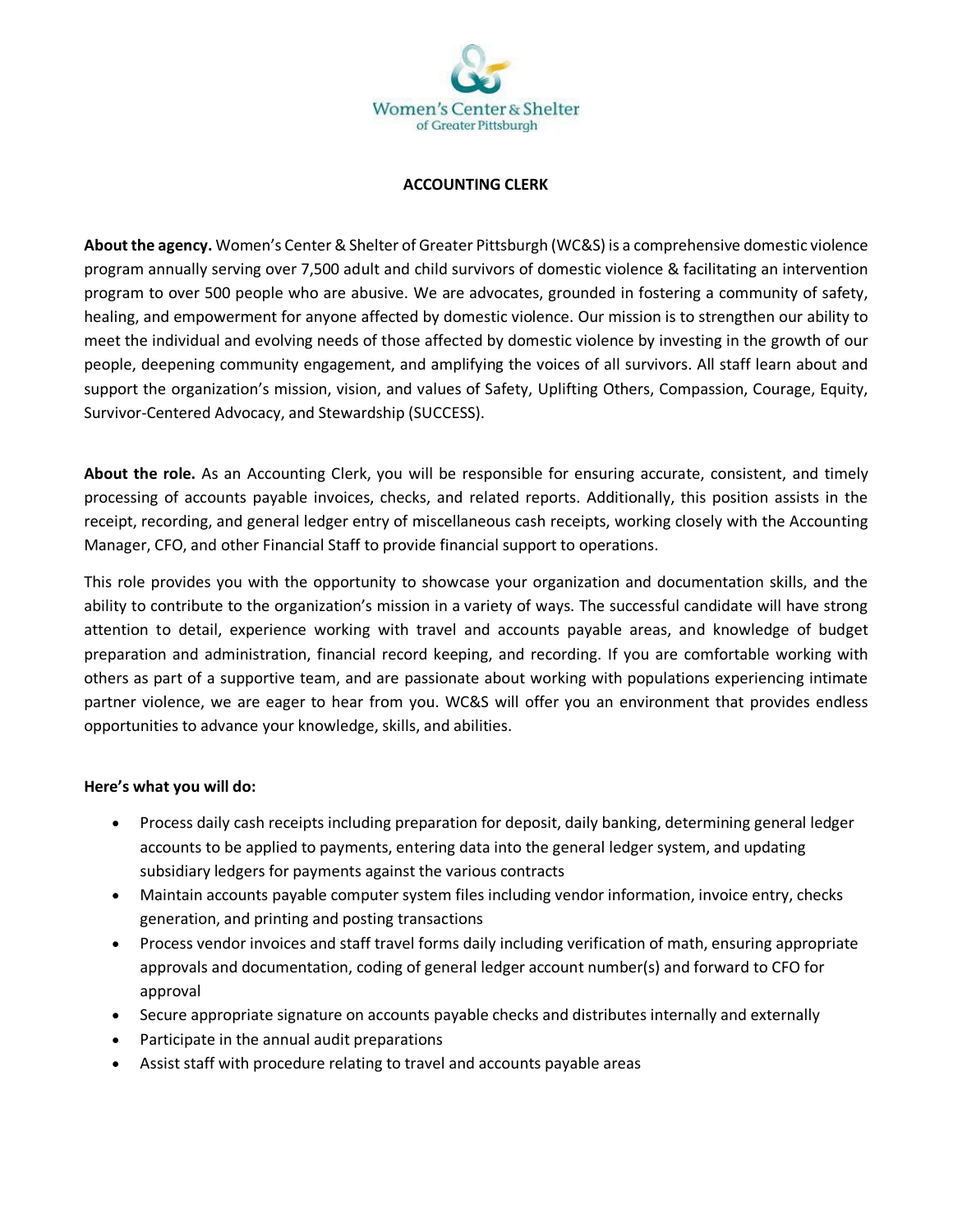Women's Center & Shelter of Greater Pittsburgh

# ACCOUNTING CLERK

**About the agency.** Women's Center & Shelter of Greater Pittsburgh (WC&S) is a comprehensive domestic violence program annually serving over 7,500 adult and child survivors of domestic violence & facilitating an intervention program to over 500 people who are abusive. We are advocates, grounded in fostering a community of safety, healing, and empowerment for anyone affected by domestic violence. Our mission is to strengthen our ability to meet the individual and evolving needs of those affected by domestic violence by investing in the growth of our people, deepening community engagement, and amplifying the voices of all survivors. All staff learn about and support the organization's mission, vision, and values of Safety, Uplifting Others, Compassion, Courage, Equity, Survivor-Centered Advocacy, and Stewardship (SUCCESS).

**About the role.** As an Accounting Clerk, you will be responsible for ensuring accurate, consistent, and timely processing of accounts payable invoices, checks, and related reports. Additionally, this position assists in the receipt, recording, and general ledger entry of miscellaneous cash receipts, working closely with the Accounting Manager, CFO, and other Financial Staff to provide financial support to operations.

This role provides you with the opportunity to showcase your organization and documentation skills, and the ability to contribute to the organization's mission in a variety of ways. The successful candidate will have strong attention to detail, experience working with travel and accounts payable areas, and knowledge of budget preparation and administration, financial record keeping, and recording. If you are comfortable working with others as part of a supportive team, and are passionate about working with populations experiencing intimate partner violence, we are eager to hear from you. WC&S will offer you an environment that provides endless opportunities to advance your knowledge, skills, and abilities.

**Here's what you will do:**

- Process daily cash receipts including preparation for deposit, daily banking, determining general ledger accounts to be applied to payments, entering data into the general ledger system, and updating subsidiary ledgers for payments against the various contracts
- Maintain accounts payable computer system files including vendor information, invoice entry, checks generation, and printing and posting transactions
- Process vendor invoices and staff travel forms daily including verification of math, ensuring appropriate approvals and documentation, coding of general ledger account number(s) and forward to CFO for approval
- Secure appropriate signature on accounts payable checks and distributes internally and externally
- Participate in the annual audit preparations
- Assist staff with procedure relating to travel and accounts payable areas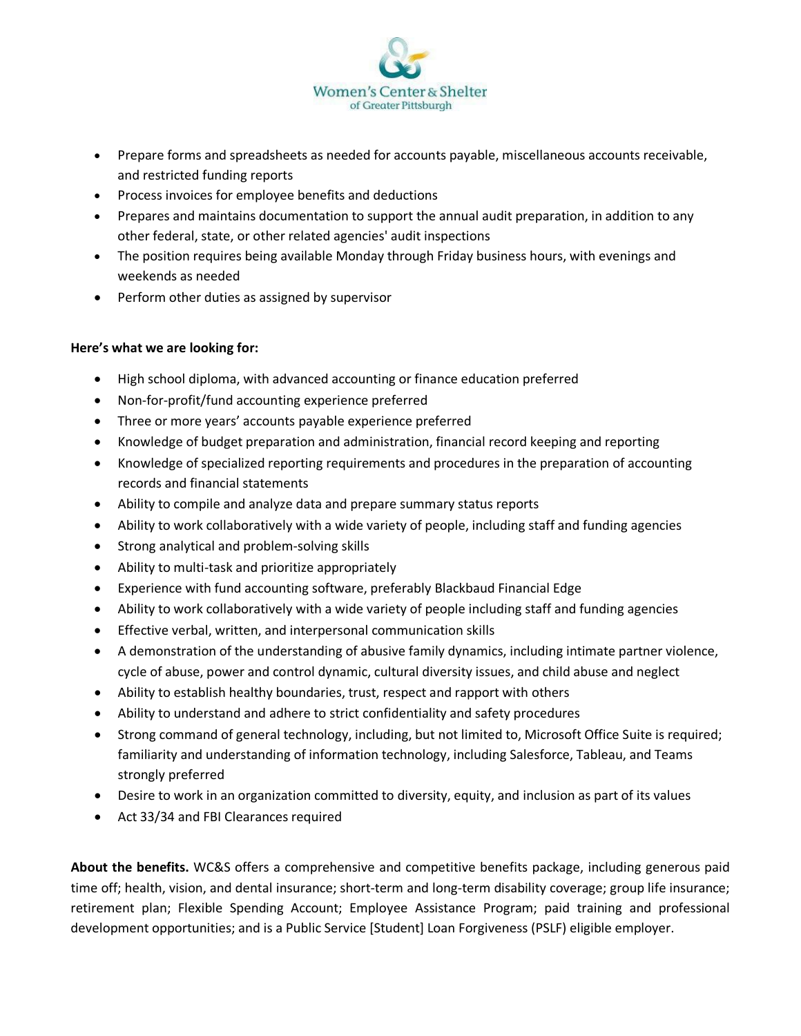- Prepare forms and spreadsheets as needed for accounts payable, miscellaneous accounts receivable, and restricted funding reports
- Process invoices for employee benefits and deductions
- Prepares and maintains documentation to support the annual audit preparation, in addition to any other federal, state, or other related agencies' audit inspections
- The position requires being available Monday through Friday business hours, with evenings and weekends as needed
- Perform other duties as assigned by supervisor

**Here's what we are looking for:**

- High school diploma, with advanced accounting or finance education preferred
- Non-for-profit/fund accounting experience preferred
- Three or more years' accounts payable experience preferred
- Knowledge of budget preparation and administration, financial record keeping and reporting
- Knowledge of specialized reporting requirements and procedures in the preparation of accounting records and financial statements
- Ability to compile and analyze data and prepare summary status reports
- Ability to work collaboratively with a wide variety of people, including staff and funding agencies
- Strong analytical and problem-solving skills
- Ability to multi-task and prioritize appropriately
- Experience with fund accounting software, preferably Blackbaud Financial Edge
- Ability to work collaboratively with a wide variety of people including staff and funding agencies
- Effective verbal, written, and interpersonal communication skills
- A demonstration of the understanding of abusive family dynamics, including intimate partner violence, cycle of abuse, power and control dynamic, cultural diversity issues, and child abuse and neglect
- Ability to establish healthy boundaries, trust, respect and rapport with others
- Ability to understand and adhere to strict confidentiality and safety procedures
- Strong command of general technology, including, but not limited to, Microsoft Office Suite is required; familiarity and understanding of information technology, including Salesforce, Tableau, and Teams strongly preferred
- Desire to work in an organization committed to diversity, equity, and inclusion as part of its values
- Act 33/34 and FBI Clearances required

**About the benefits.** WC&S offers a comprehensive and competitive benefits package, including generous paid time off; health, vision, and dental insurance; short-term and long-term disability coverage; group life insurance; retirement plan; Flexible Spending Account; Employee Assistance Program; paid training and professional development opportunities; and is a Public Service [Student] Loan Forgiveness (PSLF) eligible employer.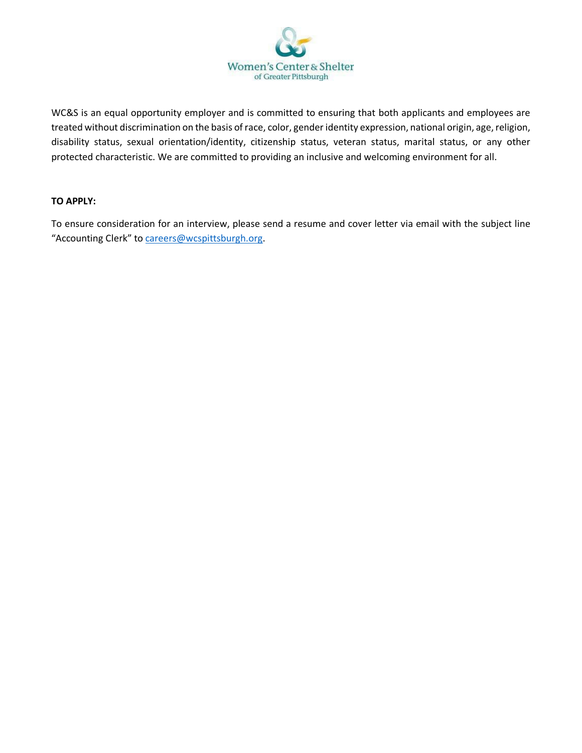WC&S is an equal opportunity employer and is committed to ensuring that both applicants and employees are treated without discrimination on the basis of race, color, gender identity expression, national origin, age, religion, disability status, sexual orientation/identity, citizenship status, veteran status, marital status, or any other protected characteristic. We are committed to providing an inclusive and welcoming environment for all.

**TO APPLY:**

To ensure consideration for an interview, please send a resume and cover letter via email with the subject line "Accounting Clerk" to careers@wcspittsburgh.org.